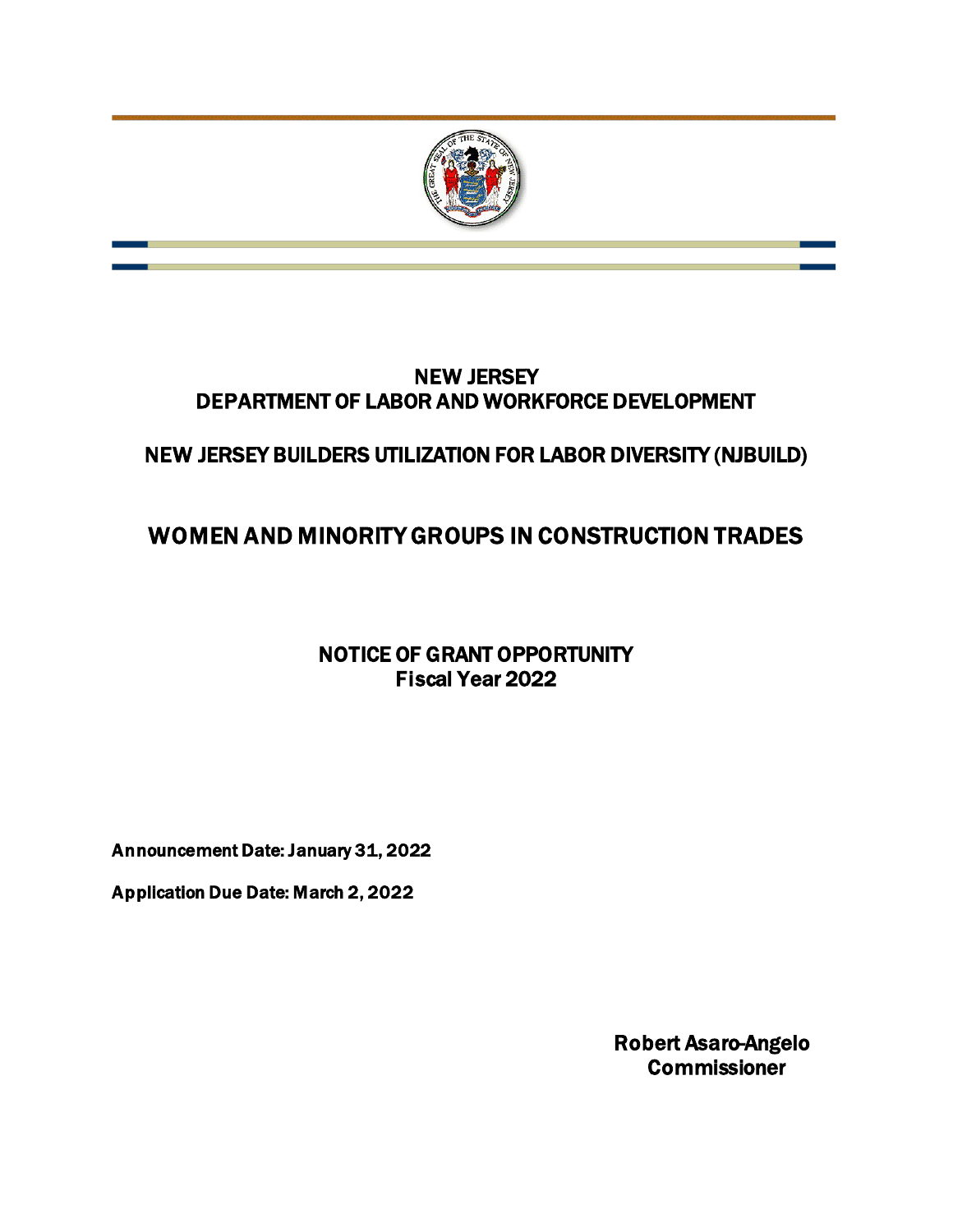# NEW JERSEY
# DEPARTMENT OF LABOR AND WORKFORCE DEVELOPMENT

## NEW JERSEY BUILDERS UTILIZATION FOR LABOR DIVERSITY (NJBUILD)

## WOMEN AND MINORITY GROUPS IN CONSTRUCTION TRADES

## NOTICE OF GRANT OPPORTUNITY
## Fiscal Year 2022

**Announcement Date: January 31, 2022**

**Application Due Date: March 2, 2022**

**Robert Asaro-Angelo**
**Commissioner**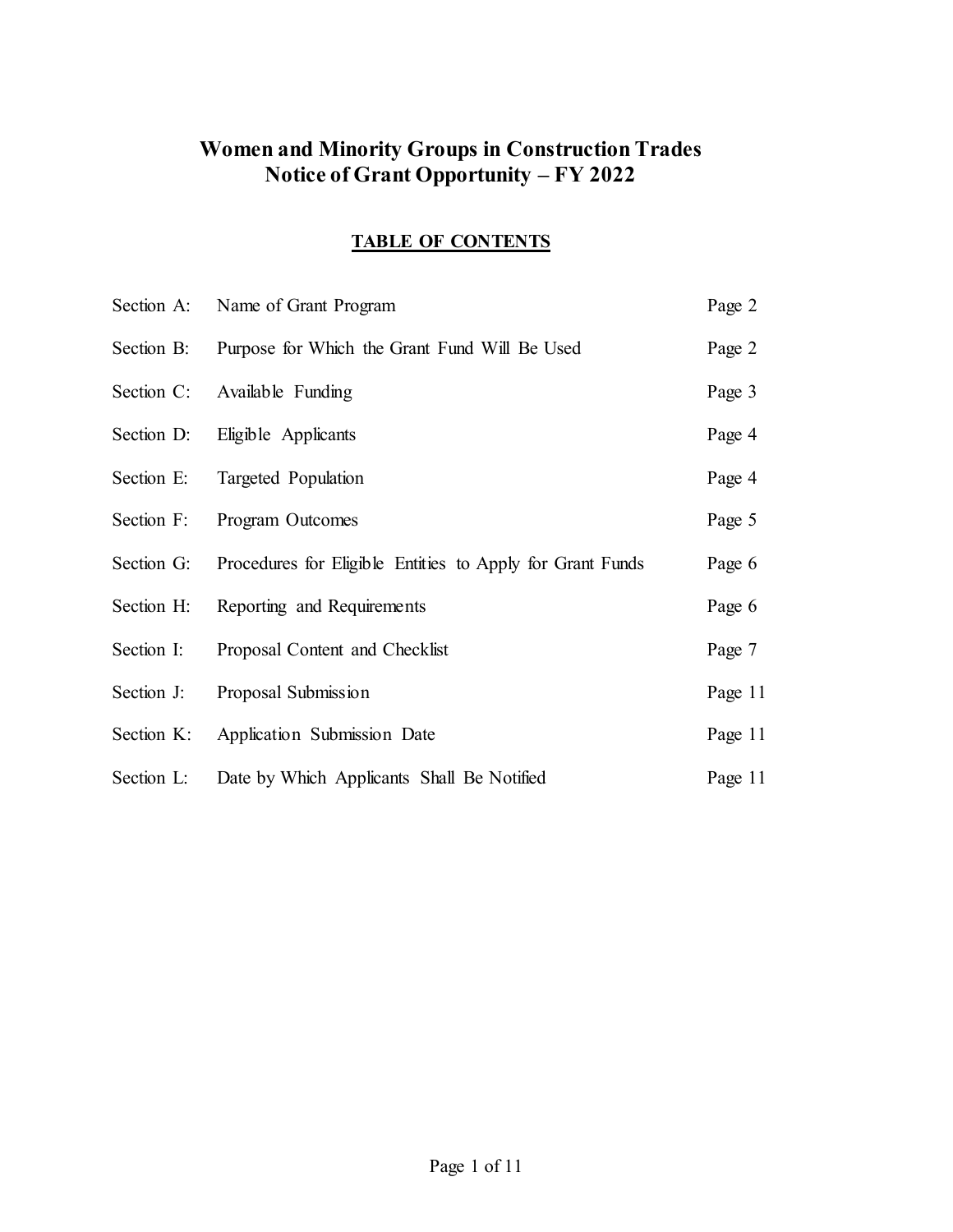# Women and Minority Groups in Construction Trades
# Notice of Grant Opportunity – FY 2022

## TABLE OF CONTENTS

| | | |
|---|---|---|
| Section A: | Name of Grant Program | Page 2 |
| Section B: | Purpose for Which the Grant Fund Will Be Used | Page 2 |
| Section C: | Available Funding | Page 3 |
| Section D: | Eligible Applicants | Page 4 |
| Section E: | Targeted Population | Page 4 |
| Section F: | Program Outcomes | Page 5 |
| Section G: | Procedures for Eligible Entities to Apply for Grant Funds | Page 6 |
| Section H: | Reporting and Requirements | Page 6 |
| Section I: | Proposal Content and Checklist | Page 7 |
| Section J: | Proposal Submission | Page 11 |
| Section K: | Application Submission Date | Page 11 |
| Section L: | Date by Which Applicants Shall Be Notified | Page 11 |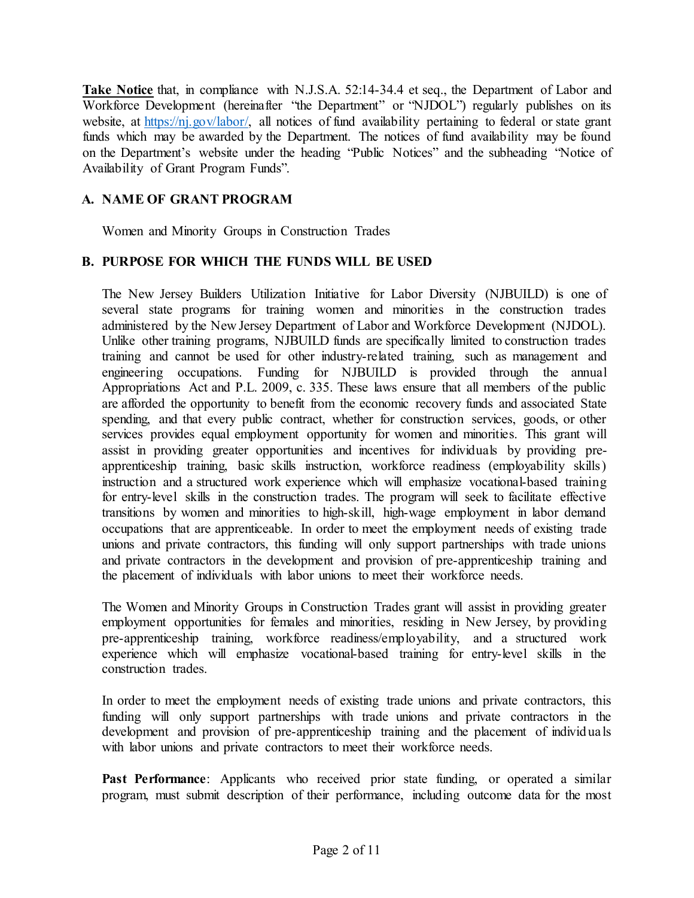**Take Notice** that, in compliance with N.J.S.A. 52:14-34.4 et seq., the Department of Labor and Workforce Development (hereinafter "the Department" or "NJDOL") regularly publishes on its website, at https://nj.gov/labor/, all notices of fund availability pertaining to federal or state grant funds which may be awarded by the Department. The notices of fund availability may be found on the Department's website under the heading "Public Notices" and the subheading "Notice of Availability of Grant Program Funds".

## A. NAME OF GRANT PROGRAM

Women and Minority Groups in Construction Trades

## B. PURPOSE FOR WHICH THE FUNDS WILL BE USED

The New Jersey Builders Utilization Initiative for Labor Diversity (NJBUILD) is one of several state programs for training women and minorities in the construction trades administered by the New Jersey Department of Labor and Workforce Development (NJDOL). Unlike other training programs, NJBUILD funds are specifically limited to construction trades training and cannot be used for other industry-related training, such as management and engineering occupations. Funding for NJBUILD is provided through the annual Appropriations Act and P.L. 2009, c. 335. These laws ensure that all members of the public are afforded the opportunity to benefit from the economic recovery funds and associated State spending, and that every public contract, whether for construction services, goods, or other services provides equal employment opportunity for women and minorities. This grant will assist in providing greater opportunities and incentives for individuals by providing pre-apprenticeship training, basic skills instruction, workforce readiness (employability skills) instruction and a structured work experience which will emphasize vocational-based training for entry-level skills in the construction trades. The program will seek to facilitate effective transitions by women and minorities to high-skill, high-wage employment in labor demand occupations that are apprenticeable. In order to meet the employment needs of existing trade unions and private contractors, this funding will only support partnerships with trade unions and private contractors in the development and provision of pre-apprenticeship training and the placement of individuals with labor unions to meet their workforce needs.

The Women and Minority Groups in Construction Trades grant will assist in providing greater employment opportunities for females and minorities, residing in New Jersey, by providing pre-apprenticeship training, workforce readiness/employability, and a structured work experience which will emphasize vocational-based training for entry-level skills in the construction trades.

In order to meet the employment needs of existing trade unions and private contractors, this funding will only support partnerships with trade unions and private contractors in the development and provision of pre-apprenticeship training and the placement of individuals with labor unions and private contractors to meet their workforce needs.

**Past Performance**: Applicants who received prior state funding, or operated a similar program, must submit description of their performance, including outcome data for the most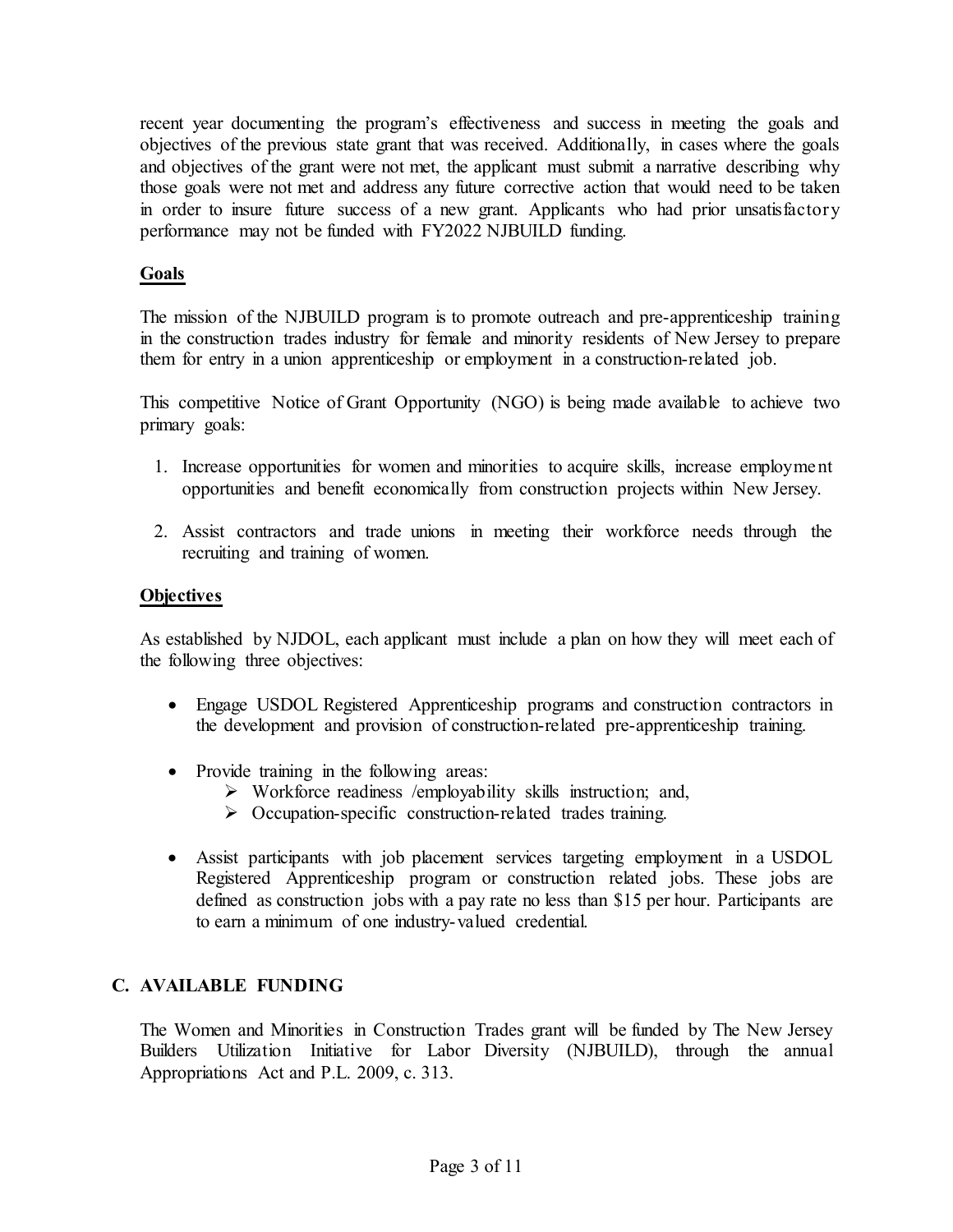recent year documenting the program's effectiveness and success in meeting the goals and objectives of the previous state grant that was received. Additionally, in cases where the goals and objectives of the grant were not met, the applicant must submit a narrative describing why those goals were not met and address any future corrective action that would need to be taken in order to insure future success of a new grant. Applicants who had prior unsatisfactory performance may not be funded with FY2022 NJBUILD funding.

**Goals**

The mission of the NJBUILD program is to promote outreach and pre-apprenticeship training in the construction trades industry for female and minority residents of New Jersey to prepare them for entry in a union apprenticeship or employment in a construction-related job.

This competitive Notice of Grant Opportunity (NGO) is being made available to achieve two primary goals:

1. Increase opportunities for women and minorities to acquire skills, increase employment opportunities and benefit economically from construction projects within New Jersey.
2. Assist contractors and trade unions in meeting their workforce needs through the recruiting and training of women.

**Objectives**

As established by NJDOL, each applicant must include a plan on how they will meet each of the following three objectives:

- Engage USDOL Registered Apprenticeship programs and construction contractors in the development and provision of construction-related pre-apprenticeship training.
- Provide training in the following areas:
  - Workforce readiness /employability skills instruction; and,
  - Occupation-specific construction-related trades training.
- Assist participants with job placement services targeting employment in a USDOL Registered Apprenticeship program or construction related jobs. These jobs are defined as construction jobs with a pay rate no less than $15 per hour. Participants are to earn a minimum of one industry-valued credential.

## C. AVAILABLE FUNDING

The Women and Minorities in Construction Trades grant will be funded by The New Jersey Builders Utilization Initiative for Labor Diversity (NJBUILD), through the annual Appropriations Act and P.L. 2009, c. 313.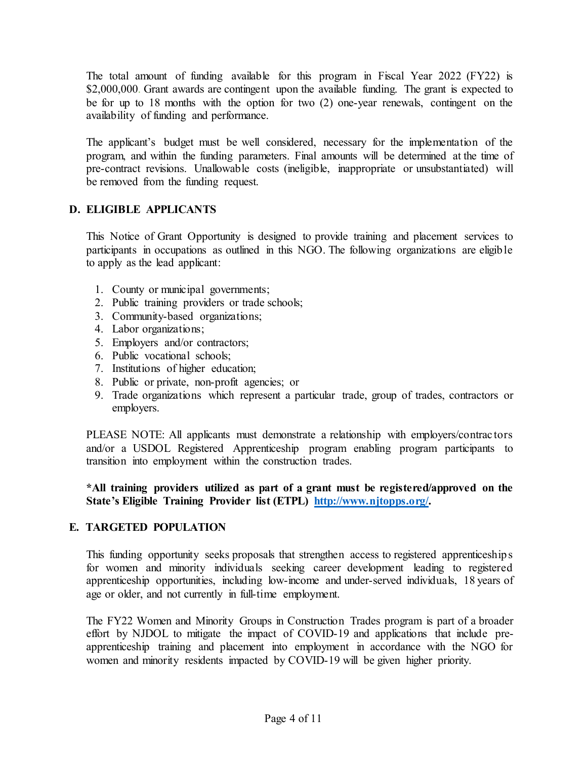The total amount of funding available for this program in Fiscal Year 2022 (FY22) is $2,000,000. Grant awards are contingent upon the available funding. The grant is expected to be for up to 18 months with the option for two (2) one-year renewals, contingent on the availability of funding and performance.

The applicant's budget must be well considered, necessary for the implementation of the program, and within the funding parameters. Final amounts will be determined at the time of pre-contract revisions. Unallowable costs (ineligible, inappropriate or unsubstantiated) will be removed from the funding request.

## D. ELIGIBLE APPLICANTS

This Notice of Grant Opportunity is designed to provide training and placement services to participants in occupations as outlined in this NGO. The following organizations are eligible to apply as the lead applicant:

1. County or municipal governments;
2. Public training providers or trade schools;
3. Community-based organizations;
4. Labor organizations;
5. Employers and/or contractors;
6. Public vocational schools;
7. Institutions of higher education;
8. Public or private, non-profit agencies; or
9. Trade organizations which represent a particular trade, group of trades, contractors or employers.

PLEASE NOTE: All applicants must demonstrate a relationship with employers/contractors and/or a USDOL Registered Apprenticeship program enabling program participants to transition into employment within the construction trades.

**\*All training providers utilized as part of a grant must be registered/approved on the State's Eligible Training Provider list (ETPL) [http://www.njtopps.org/](http://www.njtopps.org/).**

## E. TARGETED POPULATION

This funding opportunity seeks proposals that strengthen access to registered apprenticeships for women and minority individuals seeking career development leading to registered apprenticeship opportunities, including low-income and under-served individuals, 18 years of age or older, and not currently in full-time employment.

The FY22 Women and Minority Groups in Construction Trades program is part of a broader effort by NJDOL to mitigate the impact of COVID-19 and applications that include pre-apprenticeship training and placement into employment in accordance with the NGO for women and minority residents impacted by COVID-19 will be given higher priority.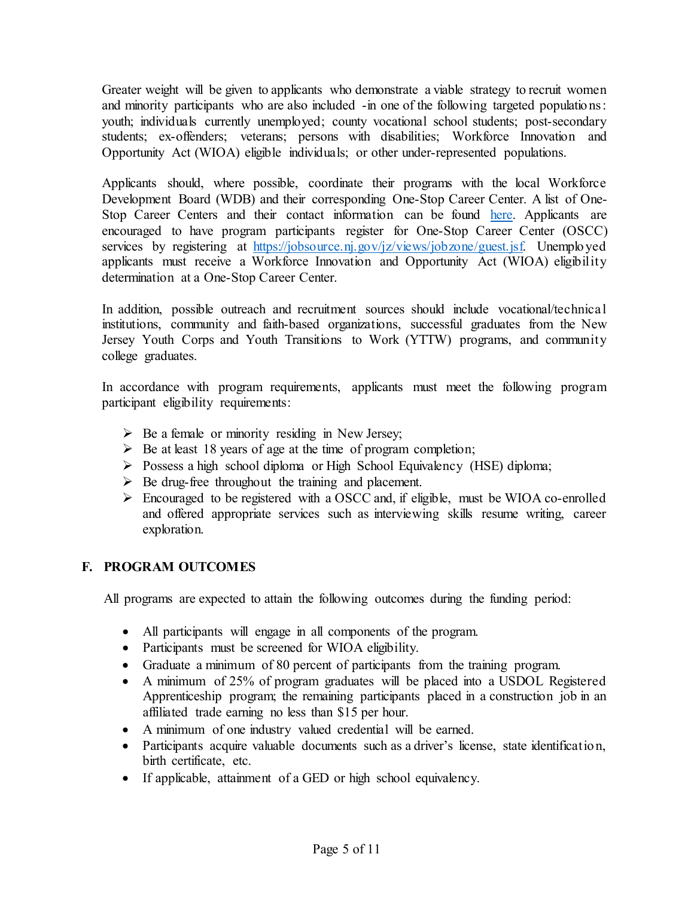Greater weight will be given to applicants who demonstrate a viable strategy to recruit women and minority participants who are also included -in one of the following targeted populations: youth; individuals currently unemployed; county vocational school students; post-secondary students; ex-offenders; veterans; persons with disabilities; Workforce Innovation and Opportunity Act (WIOA) eligible individuals; or other under-represented populations.

Applicants should, where possible, coordinate their programs with the local Workforce Development Board (WDB) and their corresponding One-Stop Career Center. A list of One-Stop Career Centers and their contact information can be found [here](). Applicants are encouraged to have program participants register for One-Stop Career Center (OSCC) services by registering at [https://jobsource.nj.gov/jz/views/jobzone/guest.jsf](https://jobsource.nj.gov/jz/views/jobzone/guest.jsf). Unemployed applicants must receive a Workforce Innovation and Opportunity Act (WIOA) eligibility determination at a One-Stop Career Center.

In addition, possible outreach and recruitment sources should include vocational/technical institutions, community and faith-based organizations, successful graduates from the New Jersey Youth Corps and Youth Transitions to Work (YTTW) programs, and community college graduates.

In accordance with program requirements, applicants must meet the following program participant eligibility requirements:

- Be a female or minority residing in New Jersey;
- Be at least 18 years of age at the time of program completion;
- Possess a high school diploma or High School Equivalency (HSE) diploma;
- Be drug-free throughout the training and placement.
- Encouraged to be registered with a OSCC and, if eligible, must be WIOA co-enrolled and offered appropriate services such as interviewing skills resume writing, career exploration.

## F. PROGRAM OUTCOMES

All programs are expected to attain the following outcomes during the funding period:

- All participants will engage in all components of the program.
- Participants must be screened for WIOA eligibility.
- Graduate a minimum of 80 percent of participants from the training program.
- A minimum of 25% of program graduates will be placed into a USDOL Registered Apprenticeship program; the remaining participants placed in a construction job in an affiliated trade earning no less than $15 per hour.
- A minimum of one industry valued credential will be earned.
- Participants acquire valuable documents such as a driver's license, state identification, birth certificate, etc.
- If applicable, attainment of a GED or high school equivalency.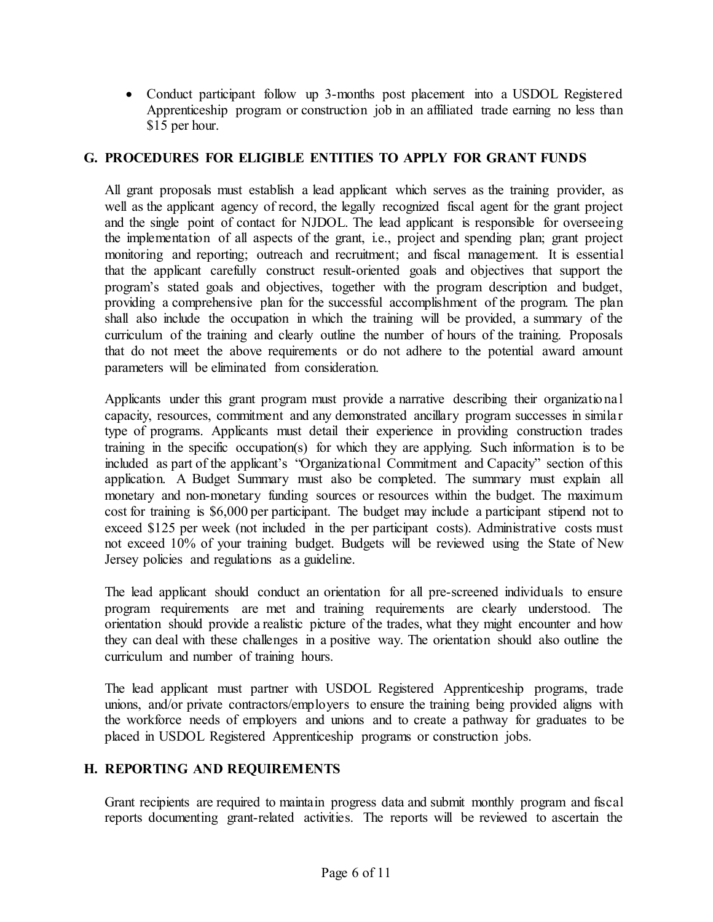- Conduct participant follow up 3-months post placement into a USDOL Registered Apprenticeship program or construction job in an affiliated trade earning no less than $15 per hour.

## G. PROCEDURES FOR ELIGIBLE ENTITIES TO APPLY FOR GRANT FUNDS

All grant proposals must establish a lead applicant which serves as the training provider, as well as the applicant agency of record, the legally recognized fiscal agent for the grant project and the single point of contact for NJDOL. The lead applicant is responsible for overseeing the implementation of all aspects of the grant, i.e., project and spending plan; grant project monitoring and reporting; outreach and recruitment; and fiscal management. It is essential that the applicant carefully construct result-oriented goals and objectives that support the program's stated goals and objectives, together with the program description and budget, providing a comprehensive plan for the successful accomplishment of the program. The plan shall also include the occupation in which the training will be provided, a summary of the curriculum of the training and clearly outline the number of hours of the training. Proposals that do not meet the above requirements or do not adhere to the potential award amount parameters will be eliminated from consideration.

Applicants under this grant program must provide a narrative describing their organizational capacity, resources, commitment and any demonstrated ancillary program successes in similar type of programs. Applicants must detail their experience in providing construction trades training in the specific occupation(s) for which they are applying. Such information is to be included as part of the applicant's "Organizational Commitment and Capacity" section of this application. A Budget Summary must also be completed. The summary must explain all monetary and non-monetary funding sources or resources within the budget. The maximum cost for training is $6,000 per participant. The budget may include a participant stipend not to exceed $125 per week (not included in the per participant costs). Administrative costs must not exceed 10% of your training budget. Budgets will be reviewed using the State of New Jersey policies and regulations as a guideline.

The lead applicant should conduct an orientation for all pre-screened individuals to ensure program requirements are met and training requirements are clearly understood. The orientation should provide a realistic picture of the trades, what they might encounter and how they can deal with these challenges in a positive way. The orientation should also outline the curriculum and number of training hours.

The lead applicant must partner with USDOL Registered Apprenticeship programs, trade unions, and/or private contractors/employers to ensure the training being provided aligns with the workforce needs of employers and unions and to create a pathway for graduates to be placed in USDOL Registered Apprenticeship programs or construction jobs.

## H. REPORTING AND REQUIREMENTS

Grant recipients are required to maintain progress data and submit monthly program and fiscal reports documenting grant-related activities. The reports will be reviewed to ascertain the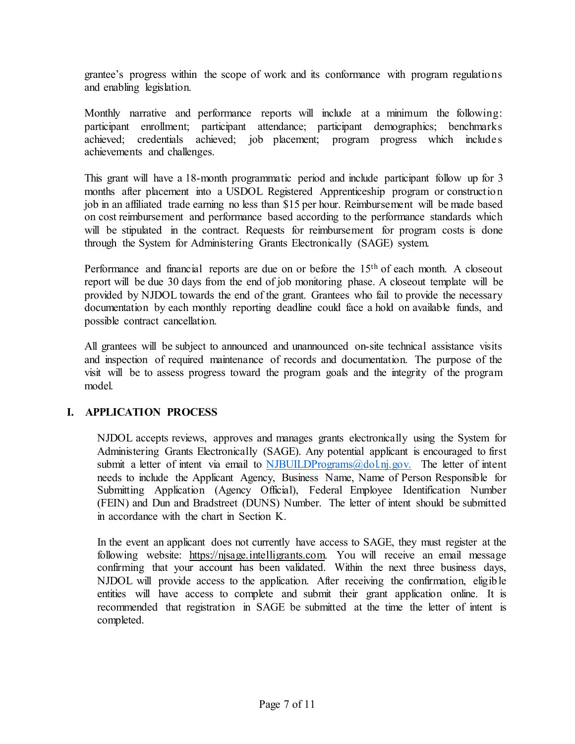grantee's progress within the scope of work and its conformance with program regulations and enabling legislation.

Monthly narrative and performance reports will include at a minimum the following: participant enrollment; participant attendance; participant demographics; benchmarks achieved; credentials achieved; job placement; program progress which includes achievements and challenges.

This grant will have a 18-month programmatic period and include participant follow up for 3 months after placement into a USDOL Registered Apprenticeship program or construction job in an affiliated trade earning no less than $15 per hour. Reimbursement will be made based on cost reimbursement and performance based according to the performance standards which will be stipulated in the contract. Requests for reimbursement for program costs is done through the System for Administering Grants Electronically (SAGE) system.

Performance and financial reports are due on or before the 15th of each month. A closeout report will be due 30 days from the end of job monitoring phase. A closeout template will be provided by NJDOL towards the end of the grant. Grantees who fail to provide the necessary documentation by each monthly reporting deadline could face a hold on available funds, and possible contract cancellation.

All grantees will be subject to announced and unannounced on-site technical assistance visits and inspection of required maintenance of records and documentation. The purpose of the visit will be to assess progress toward the program goals and the integrity of the program model.

## I. APPLICATION PROCESS

NJDOL accepts reviews, approves and manages grants electronically using the System for Administering Grants Electronically (SAGE). Any potential applicant is encouraged to first submit a letter of intent via email to NJBUILDPrograms@dol.nj.gov. The letter of intent needs to include the Applicant Agency, Business Name, Name of Person Responsible for Submitting Application (Agency Official), Federal Employee Identification Number (FEIN) and Dun and Bradstreet (DUNS) Number. The letter of intent should be submitted in accordance with the chart in Section K.

In the event an applicant does not currently have access to SAGE, they must register at the following website: https://njsage.intelligrants.com. You will receive an email message confirming that your account has been validated. Within the next three business days, NJDOL will provide access to the application. After receiving the confirmation, eligible entities will have access to complete and submit their grant application online. It is recommended that registration in SAGE be submitted at the time the letter of intent is completed.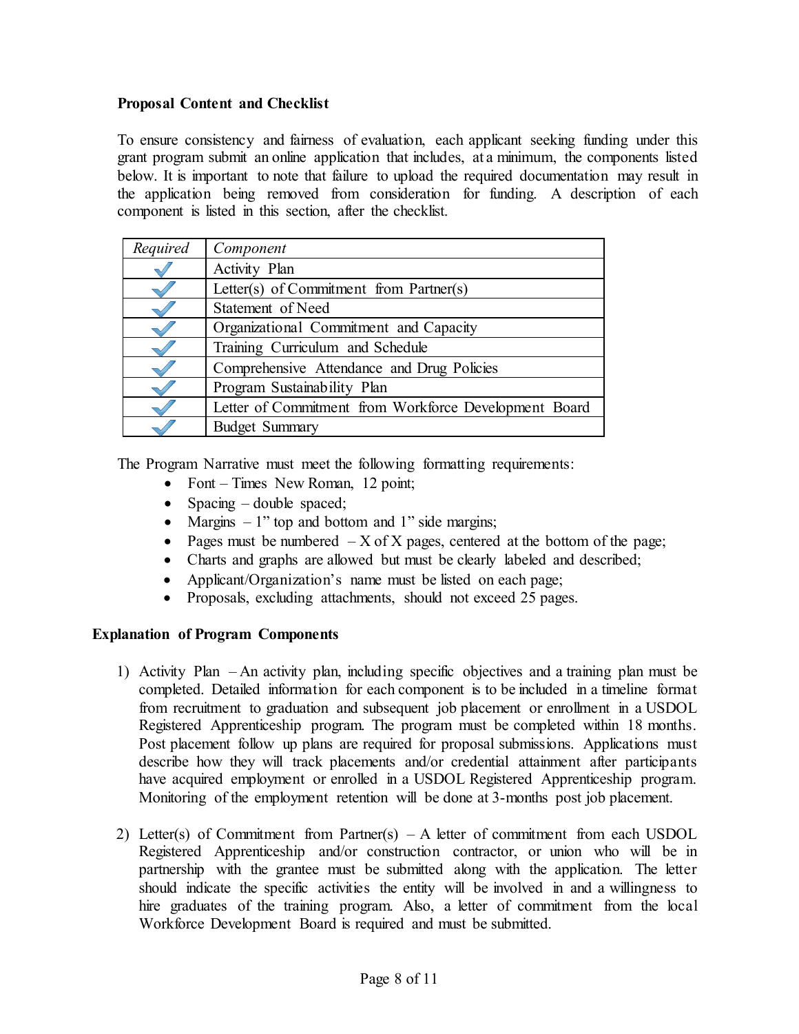**Proposal Content and Checklist**

To ensure consistency and fairness of evaluation, each applicant seeking funding under this grant program submit an online application that includes, at a minimum, the components listed below. It is important to note that failure to upload the required documentation may result in the application being removed from consideration for funding. A description of each component is listed in this section, after the checklist.

| *Required* | *Component* |
|---|---|
| ✓ | Activity Plan |
| ✓ | Letter(s) of Commitment from Partner(s) |
| ✓ | Statement of Need |
| ✓ | Organizational Commitment and Capacity |
| ✓ | Training Curriculum and Schedule |
| ✓ | Comprehensive Attendance and Drug Policies |
| ✓ | Program Sustainability Plan |
| ✓ | Letter of Commitment from Workforce Development Board |
| ✓ | Budget Summary |

The Program Narrative must meet the following formatting requirements:

- Font – Times New Roman, 12 point;
- Spacing – double spaced;
- Margins – 1" top and bottom and 1" side margins;
- Pages must be numbered – X of X pages, centered at the bottom of the page;
- Charts and graphs are allowed but must be clearly labeled and described;
- Applicant/Organization's name must be listed on each page;
- Proposals, excluding attachments, should not exceed 25 pages.

**Explanation of Program Components**

1) Activity Plan – An activity plan, including specific objectives and a training plan must be completed. Detailed information for each component is to be included in a timeline format from recruitment to graduation and subsequent job placement or enrollment in a USDOL Registered Apprenticeship program. The program must be completed within 18 months. Post placement follow up plans are required for proposal submissions. Applications must describe how they will track placements and/or credential attainment after participants have acquired employment or enrolled in a USDOL Registered Apprenticeship program. Monitoring of the employment retention will be done at 3-months post job placement.

2) Letter(s) of Commitment from Partner(s) – A letter of commitment from each USDOL Registered Apprenticeship and/or construction contractor, or union who will be in partnership with the grantee must be submitted along with the application. The letter should indicate the specific activities the entity will be involved in and a willingness to hire graduates of the training program. Also, a letter of commitment from the local Workforce Development Board is required and must be submitted.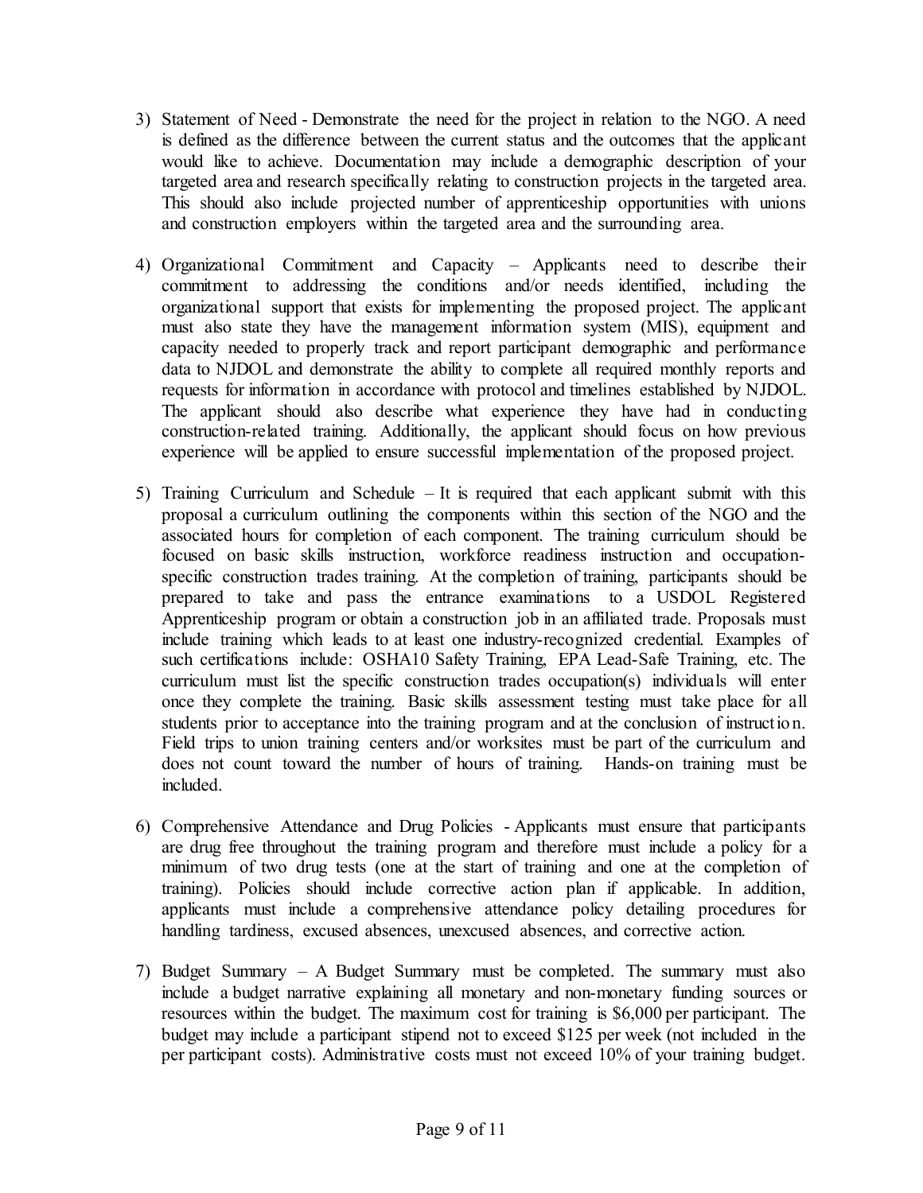3) Statement of Need - Demonstrate the need for the project in relation to the NGO. A need is defined as the difference between the current status and the outcomes that the applicant would like to achieve. Documentation may include a demographic description of your targeted area and research specifically relating to construction projects in the targeted area. This should also include projected number of apprenticeship opportunities with unions and construction employers within the targeted area and the surrounding area.

4) Organizational Commitment and Capacity – Applicants need to describe their commitment to addressing the conditions and/or needs identified, including the organizational support that exists for implementing the proposed project. The applicant must also state they have the management information system (MIS), equipment and capacity needed to properly track and report participant demographic and performance data to NJDOL and demonstrate the ability to complete all required monthly reports and requests for information in accordance with protocol and timelines established by NJDOL. The applicant should also describe what experience they have had in conducting construction-related training. Additionally, the applicant should focus on how previous experience will be applied to ensure successful implementation of the proposed project.

5) Training Curriculum and Schedule – It is required that each applicant submit with this proposal a curriculum outlining the components within this section of the NGO and the associated hours for completion of each component. The training curriculum should be focused on basic skills instruction, workforce readiness instruction and occupation-specific construction trades training. At the completion of training, participants should be prepared to take and pass the entrance examinations to a USDOL Registered Apprenticeship program or obtain a construction job in an affiliated trade. Proposals must include training which leads to at least one industry-recognized credential. Examples of such certifications include: OSHA10 Safety Training, EPA Lead-Safe Training, etc. The curriculum must list the specific construction trades occupation(s) individuals will enter once they complete the training. Basic skills assessment testing must take place for all students prior to acceptance into the training program and at the conclusion of instruction. Field trips to union training centers and/or worksites must be part of the curriculum and does not count toward the number of hours of training. Hands-on training must be included.

6) Comprehensive Attendance and Drug Policies - Applicants must ensure that participants are drug free throughout the training program and therefore must include a policy for a minimum of two drug tests (one at the start of training and one at the completion of training). Policies should include corrective action plan if applicable. In addition, applicants must include a comprehensive attendance policy detailing procedures for handling tardiness, excused absences, unexcused absences, and corrective action.

7) Budget Summary – A Budget Summary must be completed. The summary must also include a budget narrative explaining all monetary and non-monetary funding sources or resources within the budget. The maximum cost for training is $6,000 per participant. The budget may include a participant stipend not to exceed $125 per week (not included in the per participant costs). Administrative costs must not exceed 10% of your training budget.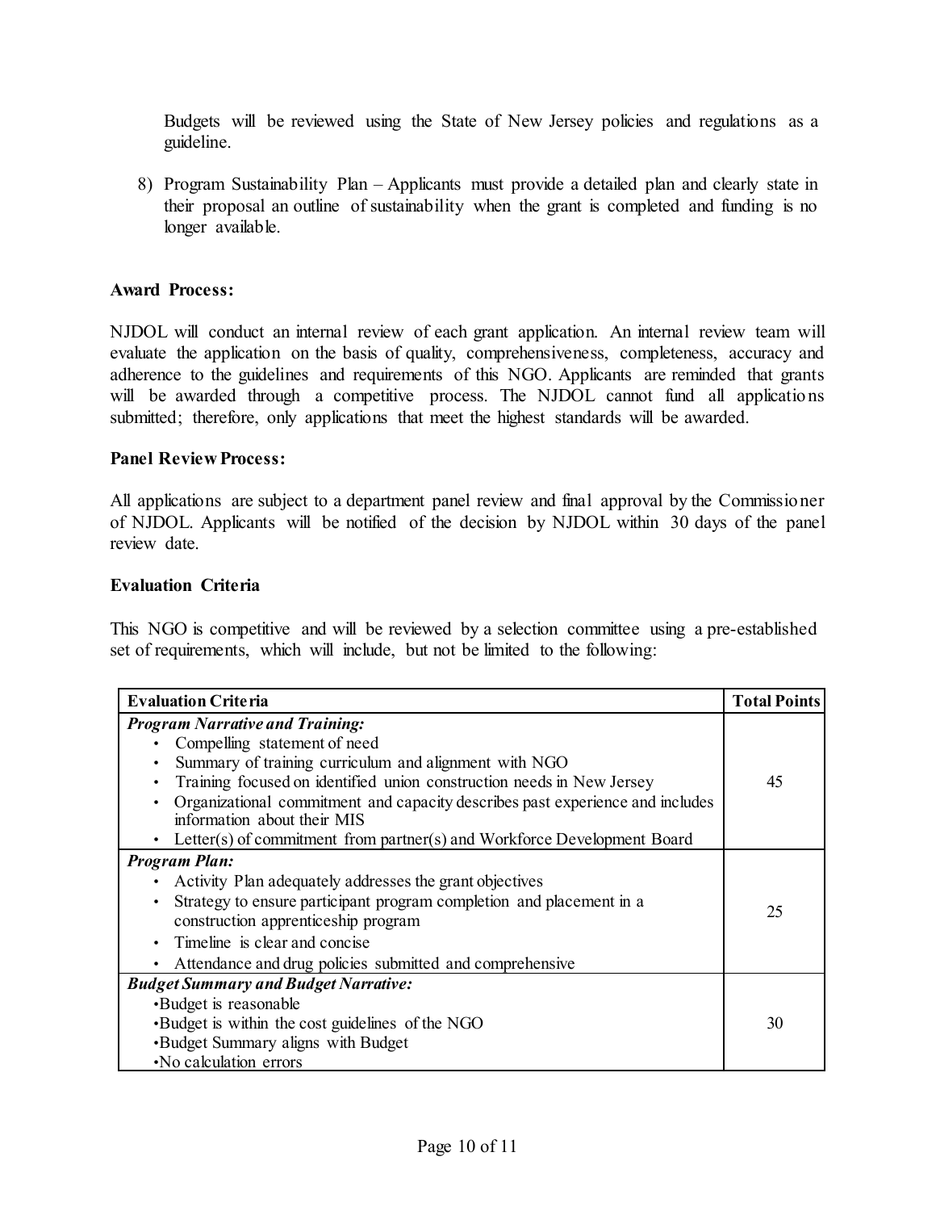Budgets will be reviewed using the State of New Jersey policies and regulations as a guideline.

8) Program Sustainability Plan – Applicants must provide a detailed plan and clearly state in their proposal an outline of sustainability when the grant is completed and funding is no longer available.

**Award Process:**

NJDOL will conduct an internal review of each grant application. An internal review team will evaluate the application on the basis of quality, comprehensiveness, completeness, accuracy and adherence to the guidelines and requirements of this NGO. Applicants are reminded that grants will be awarded through a competitive process. The NJDOL cannot fund all applications submitted; therefore, only applications that meet the highest standards will be awarded.

**Panel Review Process:**

All applications are subject to a department panel review and final approval by the Commissioner of NJDOL. Applicants will be notified of the decision by NJDOL within 30 days of the panel review date.

**Evaluation Criteria**

This NGO is competitive and will be reviewed by a selection committee using a pre-established set of requirements, which will include, but not be limited to the following:

| Evaluation Criteria | Total Points |
|---|---|
| ***Program Narrative and Training:***<br>• Compelling statement of need<br>• Summary of training curriculum and alignment with NGO<br>• Training focused on identified union construction needs in New Jersey<br>• Organizational commitment and capacity describes past experience and includes information about their MIS<br>• Letter(s) of commitment from partner(s) and Workforce Development Board | 45 |
| ***Program Plan:***<br>• Activity Plan adequately addresses the grant objectives<br>• Strategy to ensure participant program completion and placement in a construction apprenticeship program<br>• Timeline is clear and concise<br>• Attendance and drug policies submitted and comprehensive | 25 |
| ***Budget Summary and Budget Narrative:***<br>•Budget is reasonable<br>•Budget is within the cost guidelines of the NGO<br>•Budget Summary aligns with Budget<br>•No calculation errors | 30 |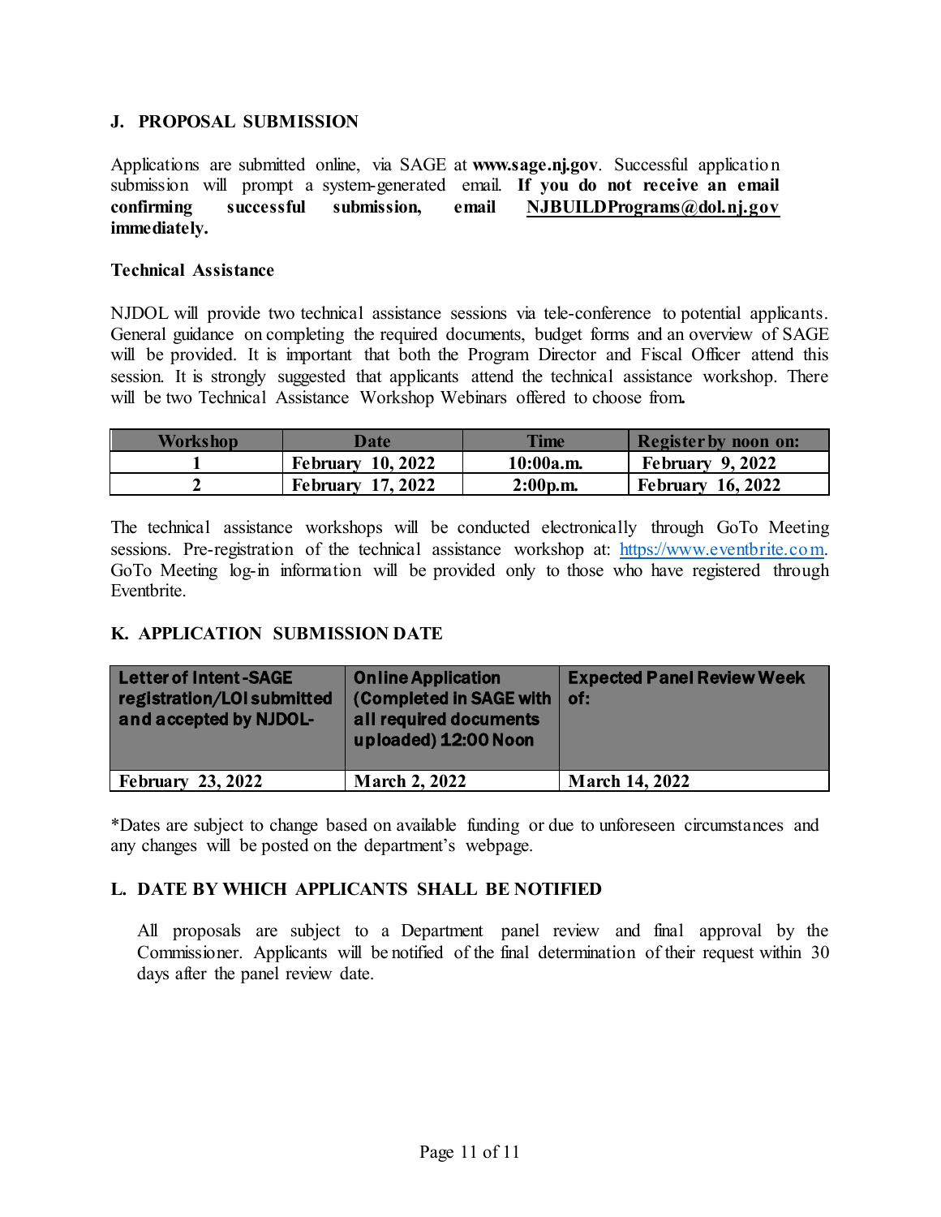## J. PROPOSAL SUBMISSION

Applications are submitted online, via SAGE at **www.sage.nj.gov**. Successful application submission will prompt a system-generated email. **If you do not receive an email confirming successful submission, email NJBUILDPrograms@dol.nj.gov immediately.**

**Technical Assistance**

NJDOL will provide two technical assistance sessions via tele-conference to potential applicants. General guidance on completing the required documents, budget forms and an overview of SAGE will be provided. It is important that both the Program Director and Fiscal Officer attend this session. It is strongly suggested that applicants attend the technical assistance workshop. There will be two Technical Assistance Workshop Webinars offered to choose from**.**

| Workshop | Date | Time | Register by noon on: |
|---|---|---|---|
| **1** | **February 10, 2022** | **10:00a.m.** | **February 9, 2022** |
| **2** | **February 17, 2022** | **2:00p.m.** | **February 16, 2022** |

The technical assistance workshops will be conducted electronically through GoTo Meeting sessions. Pre-registration of the technical assistance workshop at: https://www.eventbrite.com. GoTo Meeting log-in information will be provided only to those who have registered through Eventbrite.

## K. APPLICATION SUBMISSION DATE

| Letter of Intent -SAGE registration/LOI submitted and accepted by NJDOL- | Online Application (Completed in SAGE with all required documents uploaded) 12:00 Noon | Expected Panel Review Week of: |
|---|---|---|
| **February 23, 2022** | **March 2, 2022** | **March 14, 2022** |

*Dates are subject to change based on available funding or due to unforeseen circumstances and any changes will be posted on the department's webpage.

## L. DATE BY WHICH APPLICANTS SHALL BE NOTIFIED

All proposals are subject to a Department panel review and final approval by the Commissioner. Applicants will be notified of the final determination of their request within 30 days after the panel review date.